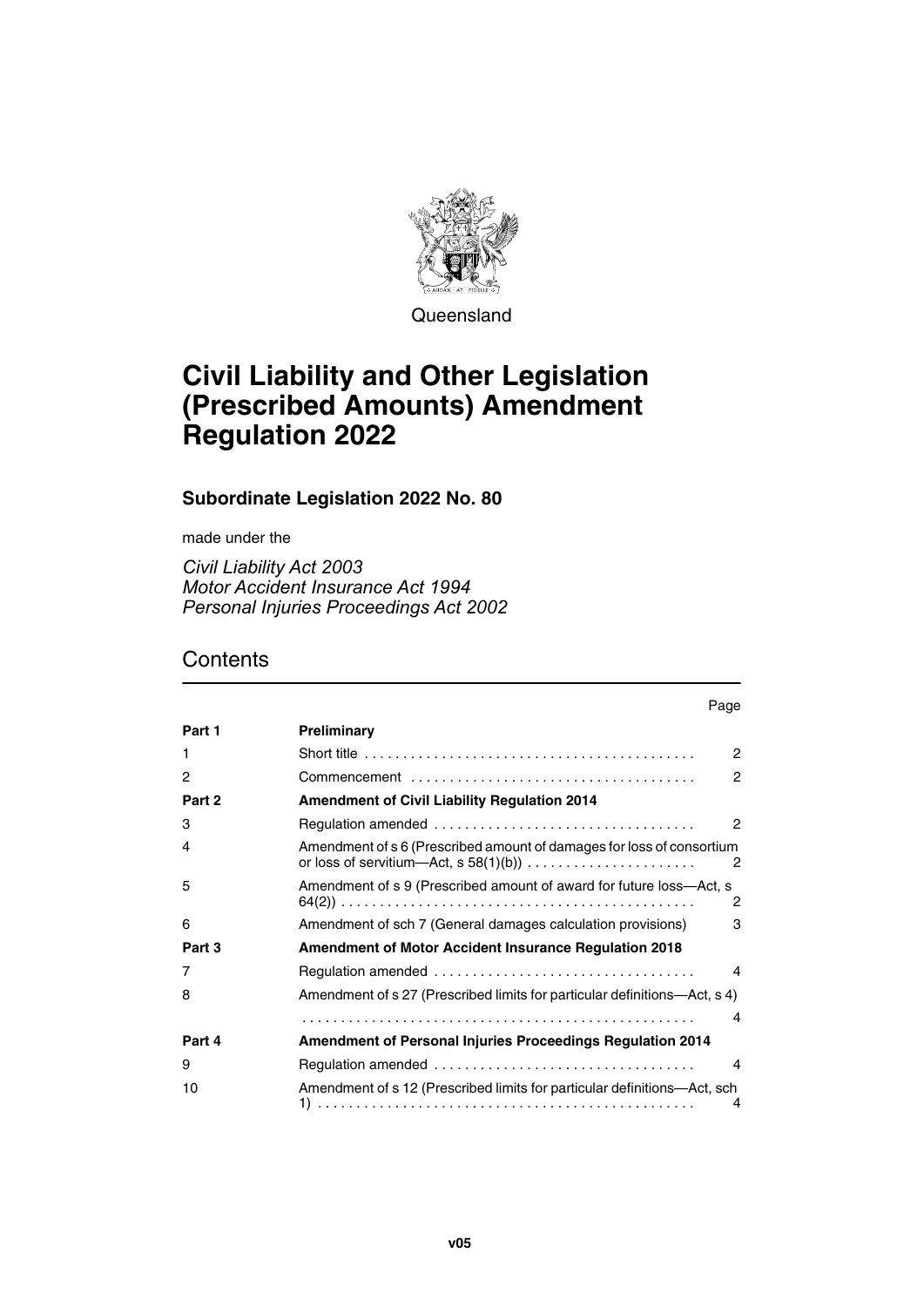Queensland

# Civil Liability and Other Legislation (Prescribed Amounts) Amendment Regulation 2022

### Subordinate Legislation 2022 No. 80

made under the

*Civil Liability Act 2003*
*Motor Accident Insurance Act 1994*
*Personal Injuries Proceedings Act 2002*

## Contents

| | | Page |
|---|---|---|
| **Part 1** | **Preliminary** | |
| 1 | Short title | 2 |
| 2 | Commencement | 2 |
| **Part 2** | **Amendment of Civil Liability Regulation 2014** | |
| 3 | Regulation amended | 2 |
| 4 | Amendment of s 6 (Prescribed amount of damages for loss of consortium or loss of servitium—Act, s 58(1)(b)) | 2 |
| 5 | Amendment of s 9 (Prescribed amount of award for future loss—Act, s 64(2)) | 2 |
| 6 | Amendment of sch 7 (General damages calculation provisions) | 3 |
| **Part 3** | **Amendment of Motor Accident Insurance Regulation 2018** | |
| 7 | Regulation amended | 4 |
| 8 | Amendment of s 27 (Prescribed limits for particular definitions—Act, s 4) | 4 |
| **Part 4** | **Amendment of Personal Injuries Proceedings Regulation 2014** | |
| 9 | Regulation amended | 4 |
| 10 | Amendment of s 12 (Prescribed limits for particular definitions—Act, sch 1) | 4 |

v05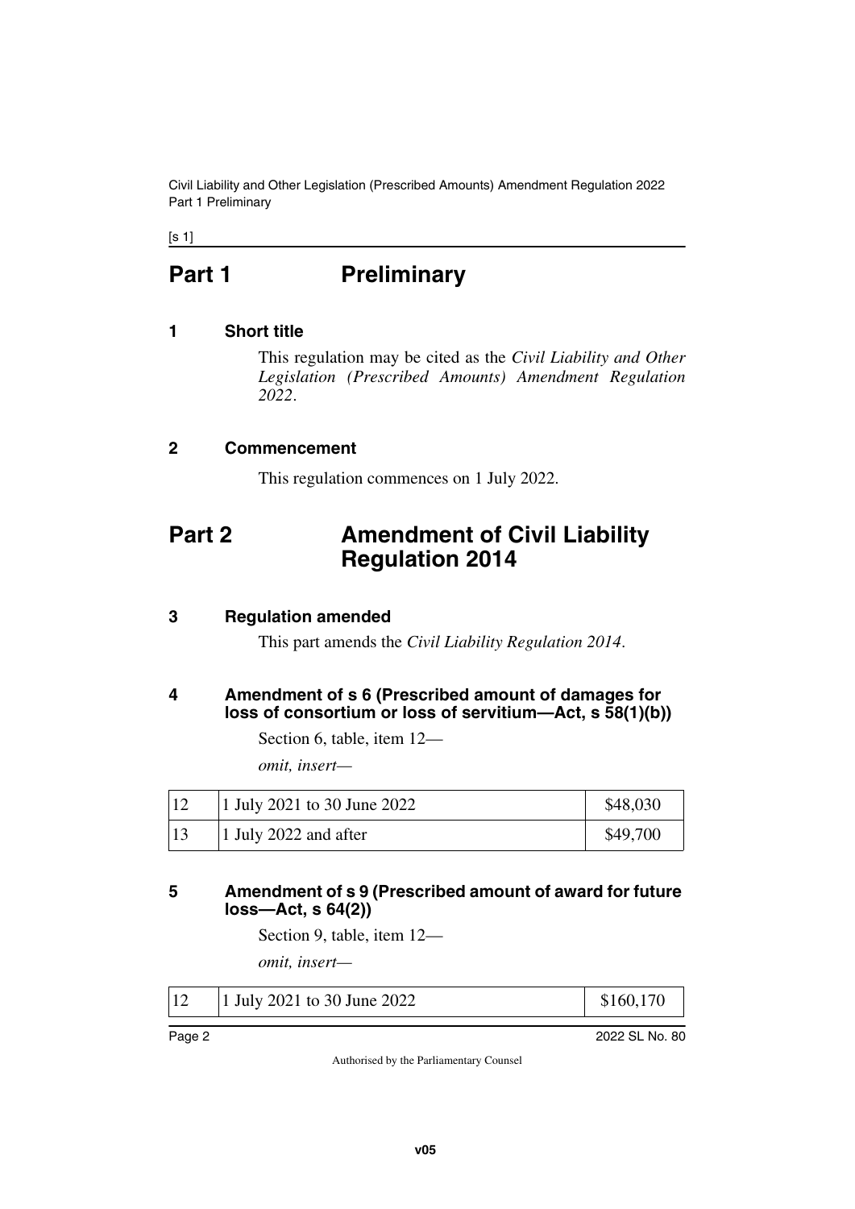# Part 1 Preliminary

### 1 Short title

This regulation may be cited as the *Civil Liability and Other Legislation (Prescribed Amounts) Amendment Regulation 2022*.

### 2 Commencement

This regulation commences on 1 July 2022.

# Part 2 Amendment of Civil Liability Regulation 2014

### 3 Regulation amended

This part amends the *Civil Liability Regulation 2014*.

### 4 Amendment of s 6 (Prescribed amount of damages for loss of consortium or loss of servitium—Act, s 58(1)(b))

Section 6, table, item 12—

*omit, insert—*

| | | |
|---|---|---|
| 12 | 1 July 2021 to 30 June 2022 | \$48,030 |
| 13 | 1 July 2022 and after | \$49,700 |

### 5 Amendment of s 9 (Prescribed amount of award for future loss—Act, s 64(2))

Section 9, table, item 12—

*omit, insert—*

| | | |
|---|---|---|
| 12 | 1 July 2021 to 30 June 2022 | \$160,170 |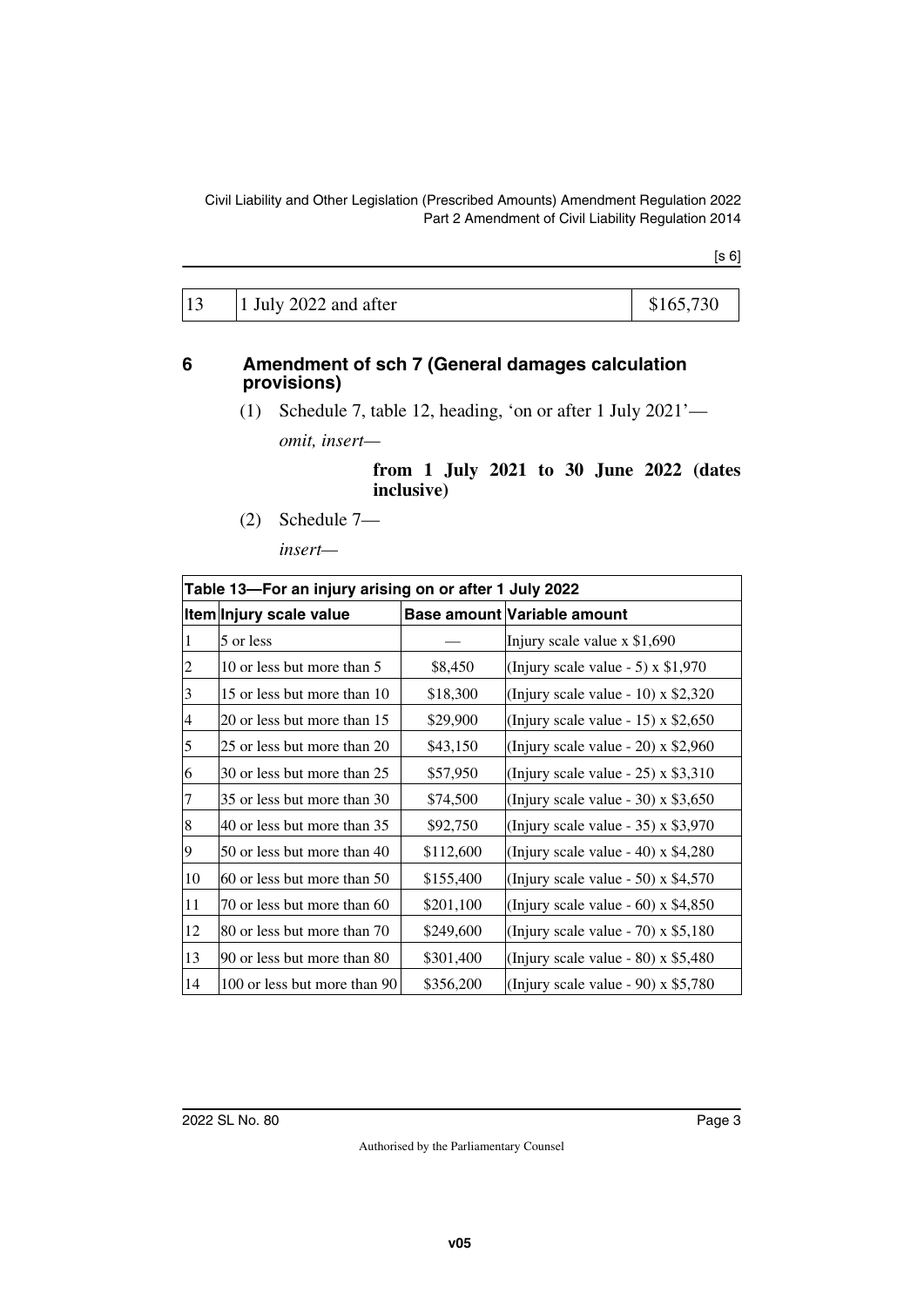| 13 | 1 July 2022 and after | $165,730 |
|---|---|---|

## 6 Amendment of sch 7 (General damages calculation provisions)

(1) Schedule 7, table 12, heading, 'on or after 1 July 2021'—

*omit, insert—*

**from 1 July 2021 to 30 June 2022 (dates inclusive)**

(2) Schedule 7—

*insert—*

| **Table 13—For an injury arising on or after 1 July 2022** | | | |
|---|---|---|---|
| **Item** | **Injury scale value** | **Base amount** | **Variable amount** |
| 1 | 5 or less | — | Injury scale value x $1,690 |
| 2 | 10 or less but more than 5 | $8,450 | (Injury scale value - 5) x $1,970 |
| 3 | 15 or less but more than 10 | $18,300 | (Injury scale value - 10) x $2,320 |
| 4 | 20 or less but more than 15 | $29,900 | (Injury scale value - 15) x $2,650 |
| 5 | 25 or less but more than 20 | $43,150 | (Injury scale value - 20) x $2,960 |
| 6 | 30 or less but more than 25 | $57,950 | (Injury scale value - 25) x $3,310 |
| 7 | 35 or less but more than 30 | $74,500 | (Injury scale value - 30) x $3,650 |
| 8 | 40 or less but more than 35 | $92,750 | (Injury scale value - 35) x $3,970 |
| 9 | 50 or less but more than 40 | $112,600 | (Injury scale value - 40) x $4,280 |
| 10 | 60 or less but more than 50 | $155,400 | (Injury scale value - 50) x $4,570 |
| 11 | 70 or less but more than 60 | $201,100 | (Injury scale value - 60) x $4,850 |
| 12 | 80 or less but more than 70 | $249,600 | (Injury scale value - 70) x $5,180 |
| 13 | 90 or less but more than 80 | $301,400 | (Injury scale value - 80) x $5,480 |
| 14 | 100 or less but more than 90 | $356,200 | (Injury scale value - 90) x $5,780 |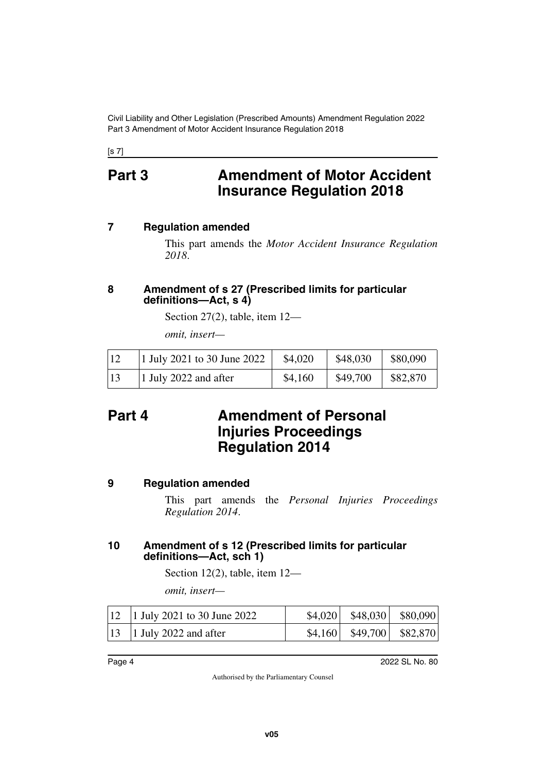[s 7]

# Part 3 Amendment of Motor Accident Insurance Regulation 2018

## 7 Regulation amended

This part amends the *Motor Accident Insurance Regulation 2018*.

## 8 Amendment of s 27 (Prescribed limits for particular definitions—Act, s 4)

Section 27(2), table, item 12—

*omit, insert—*

| | | | | |
|---|---|---|---|---|
| 12 | 1 July 2021 to 30 June 2022 | $4,020 | $48,030 | $80,090 |
| 13 | 1 July 2022 and after | $4,160 | $49,700 | $82,870 |

# Part 4 Amendment of Personal Injuries Proceedings Regulation 2014

## 9 Regulation amended

This part amends the *Personal Injuries Proceedings Regulation 2014*.

## 10 Amendment of s 12 (Prescribed limits for particular definitions—Act, sch 1)

Section 12(2), table, item 12—

*omit, insert—*

| | | | | |
|---|---|---|---|---|
| 12 | 1 July 2021 to 30 June 2022 | $4,020 | $48,030 | $80,090 |
| 13 | 1 July 2022 and after | $4,160 | $49,700 | $82,870 |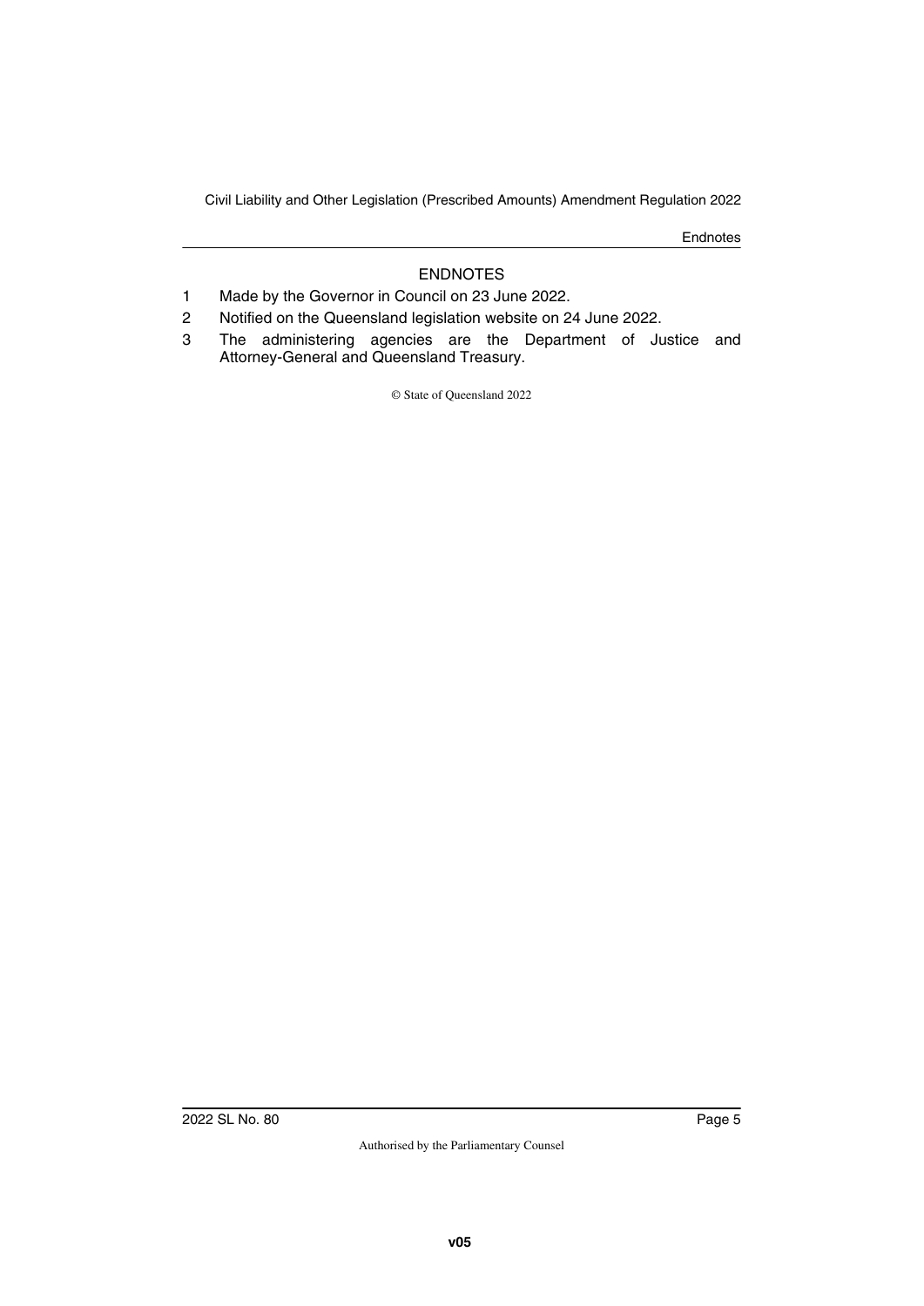## ENDNOTES

1 Made by the Governor in Council on 23 June 2022.

2 Notified on the Queensland legislation website on 24 June 2022.

3 The administering agencies are the Department of Justice and Attorney-General and Queensland Treasury.

© State of Queensland 2022